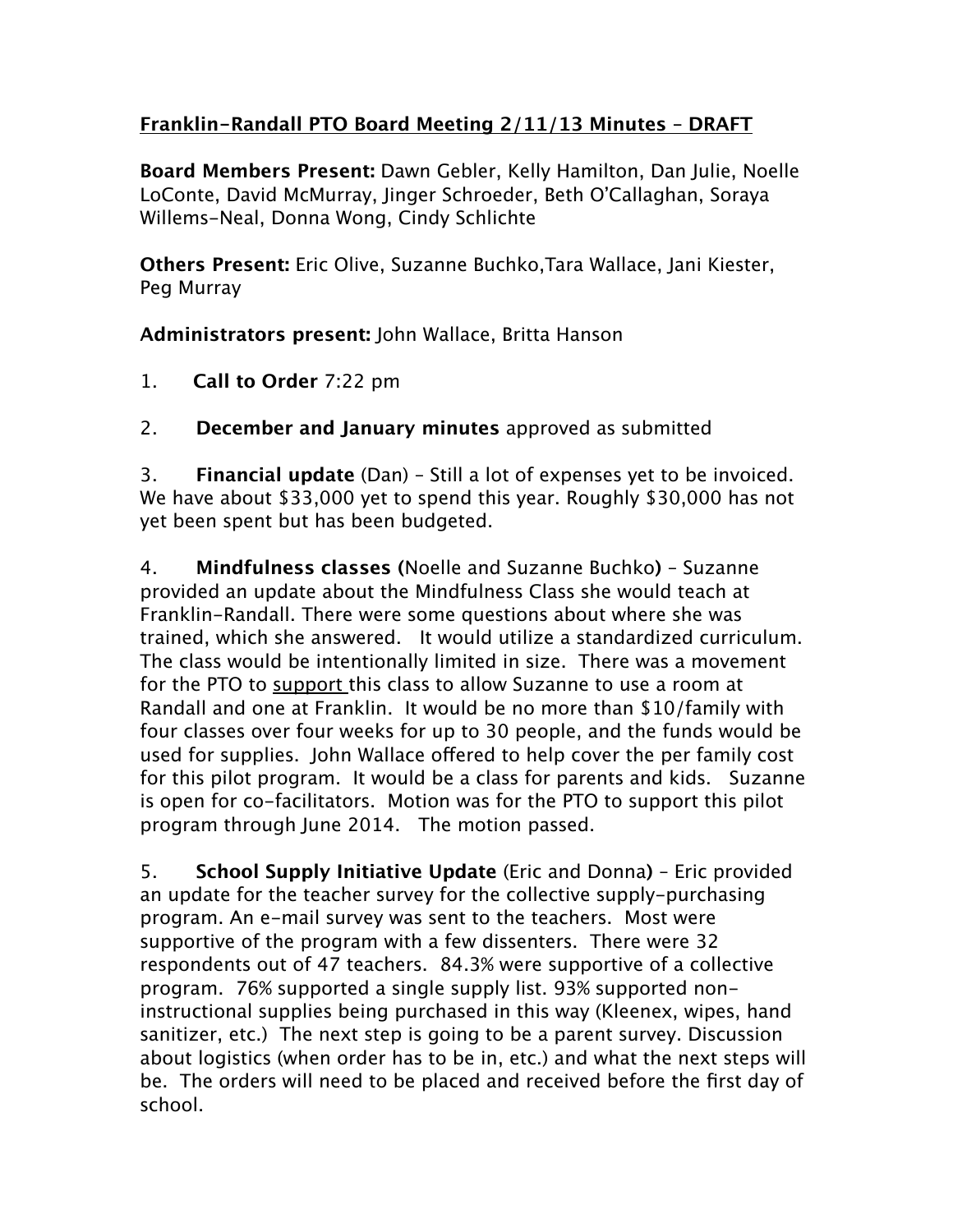**Franklin-Randall PTO Board Meeting 2/11/13 Minutes – DRAFT**

**Board Members Present:** Dawn Gebler, Kelly Hamilton, Dan Julie, Noelle LoConte, David McMurray, Jinger Schroeder, Beth O'Callaghan, Soraya Willems-Neal, Donna Wong, Cindy Schlichte

**Others Present:** Eric Olive, Suzanne Buchko,Tara Wallace, Jani Kiester, Peg Murray

**Administrators present:** John Wallace, Britta Hanson

1. **Call to Order** 7:22 pm

2. **December and January minutes** approved as submitted

3. **Financial update** (Dan) – Still a lot of expenses yet to be invoiced. We have about $33,000 yet to spend this year. Roughly $30,000 has not yet been spent but has been budgeted.

4. **Mindfulness classes (**Noelle and Suzanne Buchko**)** – Suzanne provided an update about the Mindfulness Class she would teach at Franklin-Randall. There were some questions about where she was trained, which she answered. It would utilize a standardized curriculum. The class would be intentionally limited in size. There was a movement for the PTO to support this class to allow Suzanne to use a room at Randall and one at Franklin. It would be no more than $10/family with four classes over four weeks for up to 30 people, and the funds would be used for supplies. John Wallace offered to help cover the per family cost for this pilot program. It would be a class for parents and kids. Suzanne is open for co-facilitators. Motion was for the PTO to support this pilot program through June 2014. The motion passed.

5. **School Supply Initiative Update** (Eric and Donna**)** – Eric provided an update for the teacher survey for the collective supply-purchasing program. An e-mail survey was sent to the teachers. Most were supportive of the program with a few dissenters. There were 32 respondents out of 47 teachers. 84.3% were supportive of a collective program. 76% supported a single supply list. 93% supported non-instructional supplies being purchased in this way (Kleenex, wipes, hand sanitizer, etc.) The next step is going to be a parent survey. Discussion about logistics (when order has to be in, etc.) and what the next steps will be. The orders will need to be placed and received before the first day of school.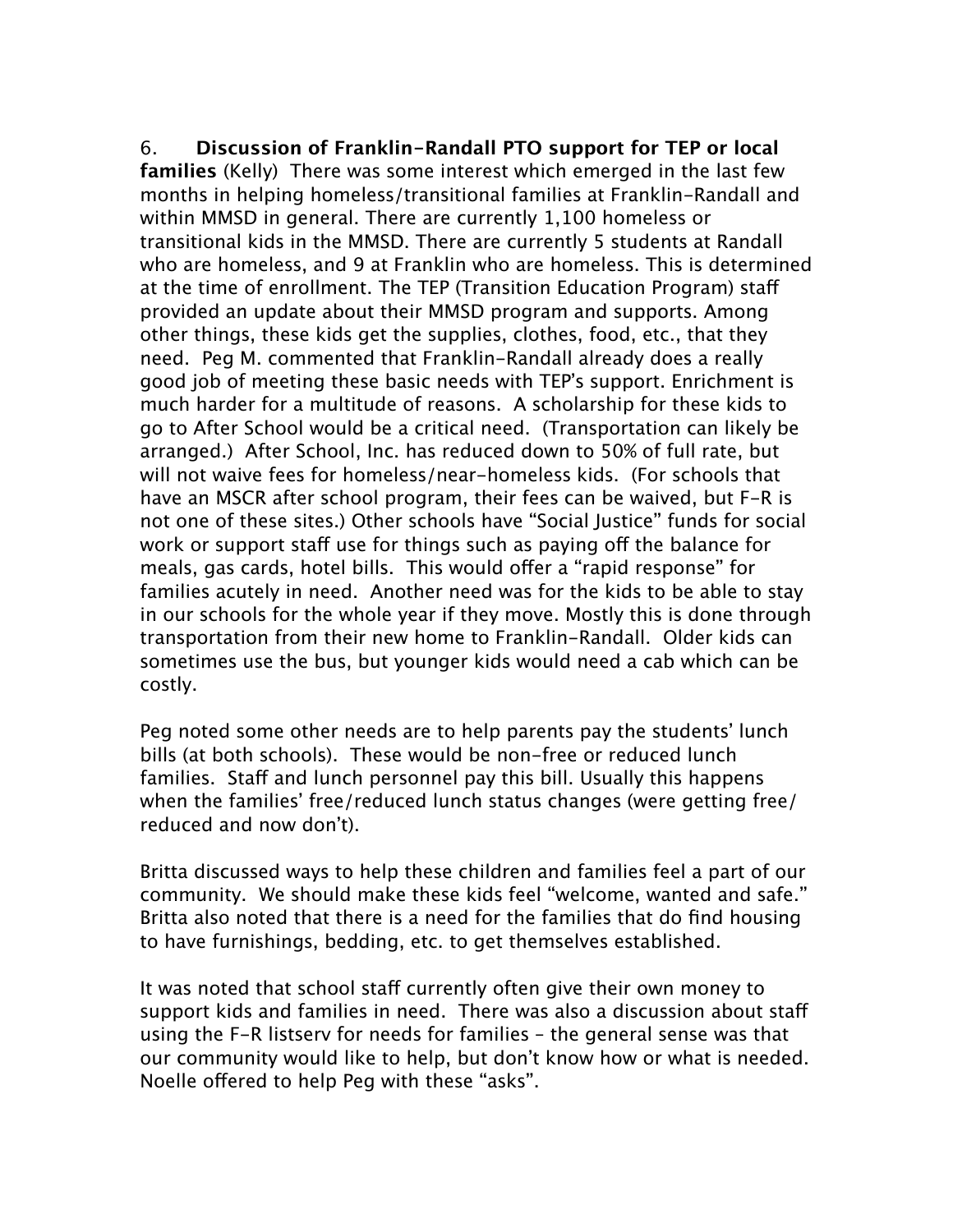6. **Discussion of Franklin-Randall PTO support for TEP or local families** (Kelly) There was some interest which emerged in the last few months in helping homeless/transitional families at Franklin-Randall and within MMSD in general. There are currently 1,100 homeless or transitional kids in the MMSD. There are currently 5 students at Randall who are homeless, and 9 at Franklin who are homeless. This is determined at the time of enrollment. The TEP (Transition Education Program) staff provided an update about their MMSD program and supports. Among other things, these kids get the supplies, clothes, food, etc., that they need. Peg M. commented that Franklin-Randall already does a really good job of meeting these basic needs with TEP's support. Enrichment is much harder for a multitude of reasons. A scholarship for these kids to go to After School would be a critical need. (Transportation can likely be arranged.) After School, Inc. has reduced down to 50% of full rate, but will not waive fees for homeless/near-homeless kids. (For schools that have an MSCR after school program, their fees can be waived, but F-R is not one of these sites.) Other schools have "Social Justice" funds for social work or support staff use for things such as paying off the balance for meals, gas cards, hotel bills. This would offer a "rapid response" for families acutely in need. Another need was for the kids to be able to stay in our schools for the whole year if they move. Mostly this is done through transportation from their new home to Franklin-Randall. Older kids can sometimes use the bus, but younger kids would need a cab which can be costly.

Peg noted some other needs are to help parents pay the students' lunch bills (at both schools). These would be non-free or reduced lunch families. Staff and lunch personnel pay this bill. Usually this happens when the families' free/reduced lunch status changes (were getting free/reduced and now don't).

Britta discussed ways to help these children and families feel a part of our community. We should make these kids feel "welcome, wanted and safe." Britta also noted that there is a need for the families that do find housing to have furnishings, bedding, etc. to get themselves established.

It was noted that school staff currently often give their own money to support kids and families in need. There was also a discussion about staff using the F-R listserv for needs for families – the general sense was that our community would like to help, but don't know how or what is needed. Noelle offered to help Peg with these "asks".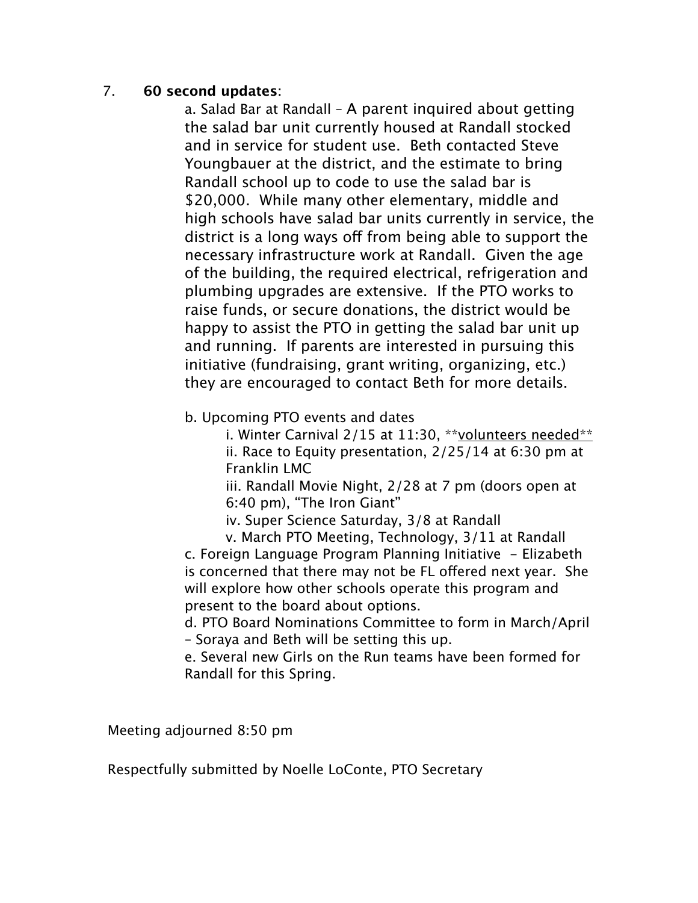7. **60 second updates**:

a. Salad Bar at Randall – A parent inquired about getting the salad bar unit currently housed at Randall stocked and in service for student use. Beth contacted Steve Youngbauer at the district, and the estimate to bring Randall school up to code to use the salad bar is $20,000. While many other elementary, middle and high schools have salad bar units currently in service, the district is a long ways off from being able to support the necessary infrastructure work at Randall. Given the age of the building, the required electrical, refrigeration and plumbing upgrades are extensive. If the PTO works to raise funds, or secure donations, the district would be happy to assist the PTO in getting the salad bar unit up and running. If parents are interested in pursuing this initiative (fundraising, grant writing, organizing, etc.) they are encouraged to contact Beth for more details.

b. Upcoming PTO events and dates

i. Winter Carnival 2/15 at 11:30, **<u>volunteers needed</u>**

ii. Race to Equity presentation, 2/25/14 at 6:30 pm at Franklin LMC

iii. Randall Movie Night, 2/28 at 7 pm (doors open at 6:40 pm), "The Iron Giant"

iv. Super Science Saturday, 3/8 at Randall

v. March PTO Meeting, Technology, 3/11 at Randall

c. Foreign Language Program Planning Initiative – Elizabeth is concerned that there may not be FL offered next year. She will explore how other schools operate this program and present to the board about options.

d. PTO Board Nominations Committee to form in March/April – Soraya and Beth will be setting this up.

e. Several new Girls on the Run teams have been formed for Randall for this Spring.

Meeting adjourned 8:50 pm

Respectfully submitted by Noelle LoConte, PTO Secretary